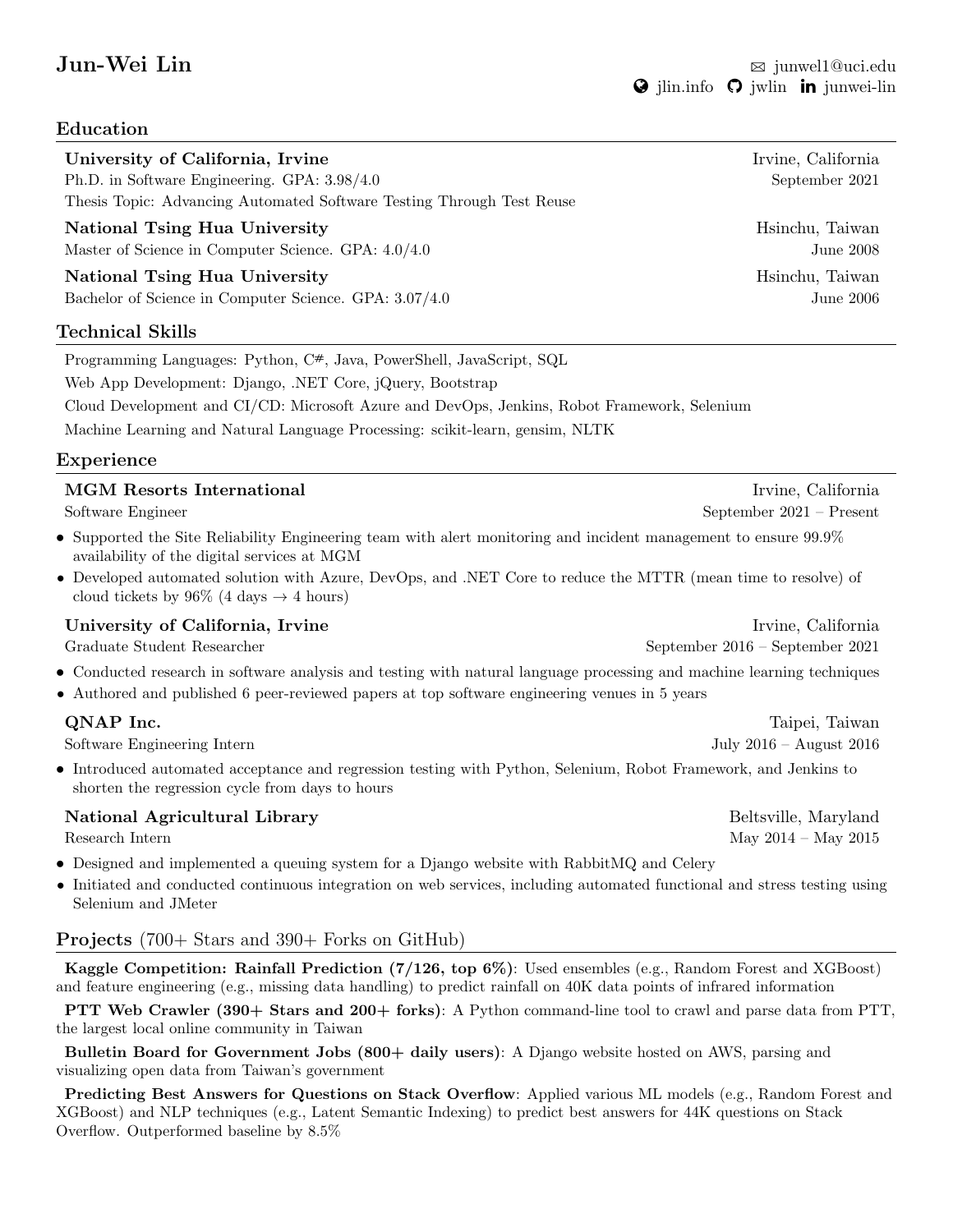# Jun-Wei Lin

✉ junwel1@uci.edu
jlin.info · jwlin · junwei-lin

## Education

**University of California, Irvine** — Irvine, California
Ph.D. in Software Engineering. GPA: 3.98/4.0 — September 2021
Thesis Topic: Advancing Automated Software Testing Through Test Reuse

**National Tsing Hua University** — Hsinchu, Taiwan
Master of Science in Computer Science. GPA: 4.0/4.0 — June 2008

**National Tsing Hua University** — Hsinchu, Taiwan
Bachelor of Science in Computer Science. GPA: 3.07/4.0 — June 2006

## Technical Skills

Programming Languages: Python, C#, Java, PowerShell, JavaScript, SQL
Web App Development: Django, .NET Core, jQuery, Bootstrap
Cloud Development and CI/CD: Microsoft Azure and DevOps, Jenkins, Robot Framework, Selenium
Machine Learning and Natural Language Processing: scikit-learn, gensim, NLTK

## Experience

**MGM Resorts International** — Irvine, California
Software Engineer — September 2021 – Present

- Supported the Site Reliability Engineering team with alert monitoring and incident management to ensure 99.9% availability of the digital services at MGM
- Developed automated solution with Azure, DevOps, and .NET Core to reduce the MTTR (mean time to resolve) of cloud tickets by 96% (4 days → 4 hours)

**University of California, Irvine** — Irvine, California
Graduate Student Researcher — September 2016 – September 2021

- Conducted research in software analysis and testing with natural language processing and machine learning techniques
- Authored and published 6 peer-reviewed papers at top software engineering venues in 5 years

**QNAP Inc.** — Taipei, Taiwan
Software Engineering Intern — July 2016 – August 2016

- Introduced automated acceptance and regression testing with Python, Selenium, Robot Framework, and Jenkins to shorten the regression cycle from days to hours

**National Agricultural Library** — Beltsville, Maryland
Research Intern — May 2014 – May 2015

- Designed and implemented a queuing system for a Django website with RabbitMQ and Celery
- Initiated and conducted continuous integration on web services, including automated functional and stress testing using Selenium and JMeter

## Projects (700+ Stars and 390+ Forks on GitHub)

**Kaggle Competition: Rainfall Prediction (7/126, top 6%)**: Used ensembles (e.g., Random Forest and XGBoost) and feature engineering (e.g., missing data handling) to predict rainfall on 40K data points of infrared information

**PTT Web Crawler (390+ Stars and 200+ forks)**: A Python command-line tool to crawl and parse data from PTT, the largest local online community in Taiwan

**Bulletin Board for Government Jobs (800+ daily users)**: A Django website hosted on AWS, parsing and visualizing open data from Taiwan's government

**Predicting Best Answers for Questions on Stack Overflow**: Applied various ML models (e.g., Random Forest and XGBoost) and NLP techniques (e.g., Latent Semantic Indexing) to predict best answers for 44K questions on Stack Overflow. Outperformed baseline by 8.5%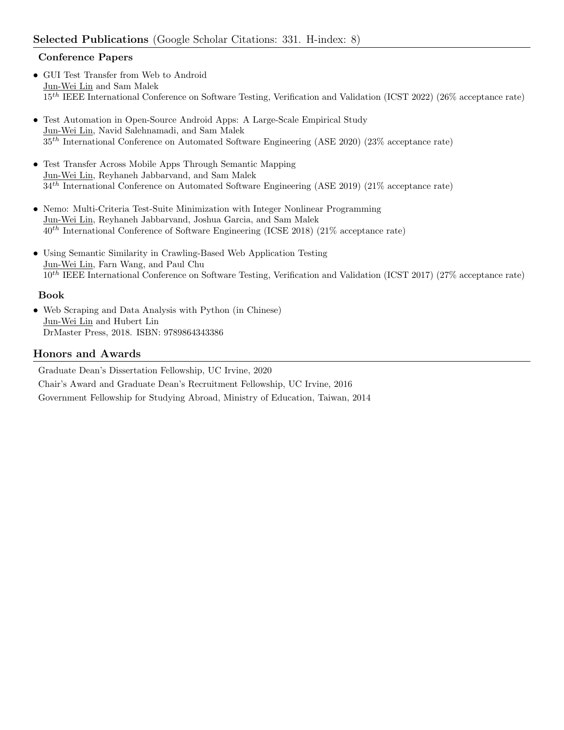## Selected Publications (Google Scholar Citations: 331. H-index: 8)

### Conference Papers

- GUI Test Transfer from Web to Android
  Jun-Wei Lin and Sam Malek
  $15^{th}$ IEEE International Conference on Software Testing, Verification and Validation (ICST 2022) (26% acceptance rate)

- Test Automation in Open-Source Android Apps: A Large-Scale Empirical Study
  Jun-Wei Lin, Navid Salehnamadi, and Sam Malek
  $35^{th}$ International Conference on Automated Software Engineering (ASE 2020) (23% acceptance rate)

- Test Transfer Across Mobile Apps Through Semantic Mapping
  Jun-Wei Lin, Reyhaneh Jabbarvand, and Sam Malek
  $34^{th}$ International Conference on Automated Software Engineering (ASE 2019) (21% acceptance rate)

- Nemo: Multi-Criteria Test-Suite Minimization with Integer Nonlinear Programming
  Jun-Wei Lin, Reyhaneh Jabbarvand, Joshua Garcia, and Sam Malek
  $40^{th}$ International Conference of Software Engineering (ICSE 2018) (21% acceptance rate)

- Using Semantic Similarity in Crawling-Based Web Application Testing
  Jun-Wei Lin, Farn Wang, and Paul Chu
  $10^{th}$ IEEE International Conference on Software Testing, Verification and Validation (ICST 2017) (27% acceptance rate)

### Book

- Web Scraping and Data Analysis with Python (in Chinese)
  Jun-Wei Lin and Hubert Lin
  DrMaster Press, 2018. ISBN: 9789864343386

## Honors and Awards

Graduate Dean's Dissertation Fellowship, UC Irvine, 2020

Chair's Award and Graduate Dean's Recruitment Fellowship, UC Irvine, 2016

Government Fellowship for Studying Abroad, Ministry of Education, Taiwan, 2014